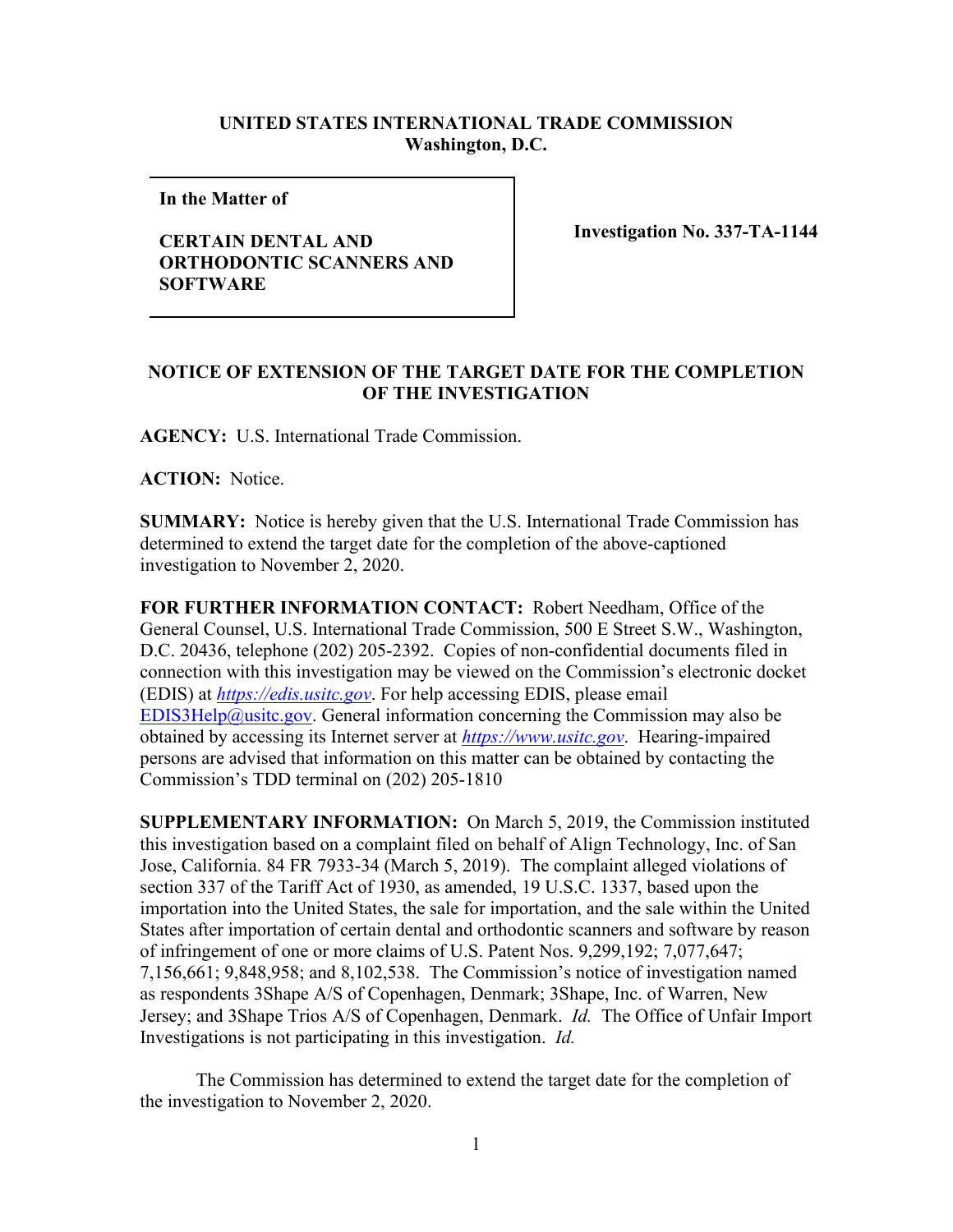**UNITED STATES INTERNATIONAL TRADE COMMISSION**
**Washington, D.C.**

| **In the Matter of**<br><br>**CERTAIN DENTAL AND ORTHODONTIC SCANNERS AND SOFTWARE** | **Investigation No. 337-TA-1144** |
|---|---|

**NOTICE OF EXTENSION OF THE TARGET DATE FOR THE COMPLETION OF THE INVESTIGATION**

**AGENCY:** U.S. International Trade Commission.

**ACTION:** Notice.

**SUMMARY:** Notice is hereby given that the U.S. International Trade Commission has determined to extend the target date for the completion of the above-captioned investigation to November 2, 2020.

**FOR FURTHER INFORMATION CONTACT:** Robert Needham, Office of the General Counsel, U.S. International Trade Commission, 500 E Street S.W., Washington, D.C. 20436, telephone (202) 205-2392. Copies of non-confidential documents filed in connection with this investigation may be viewed on the Commission's electronic docket (EDIS) at *https://edis.usitc.gov*. For help accessing EDIS, please email EDIS3Help@usitc.gov. General information concerning the Commission may also be obtained by accessing its Internet server at *https://www.usitc.gov*. Hearing-impaired persons are advised that information on this matter can be obtained by contacting the Commission's TDD terminal on (202) 205-1810

**SUPPLEMENTARY INFORMATION:** On March 5, 2019, the Commission instituted this investigation based on a complaint filed on behalf of Align Technology, Inc. of San Jose, California. 84 FR 7933-34 (March 5, 2019). The complaint alleged violations of section 337 of the Tariff Act of 1930, as amended, 19 U.S.C. 1337, based upon the importation into the United States, the sale for importation, and the sale within the United States after importation of certain dental and orthodontic scanners and software by reason of infringement of one or more claims of U.S. Patent Nos. 9,299,192; 7,077,647; 7,156,661; 9,848,958; and 8,102,538. The Commission's notice of investigation named as respondents 3Shape A/S of Copenhagen, Denmark; 3Shape, Inc. of Warren, New Jersey; and 3Shape Trios A/S of Copenhagen, Denmark. *Id.* The Office of Unfair Import Investigations is not participating in this investigation. *Id.*

The Commission has determined to extend the target date for the completion of the investigation to November 2, 2020.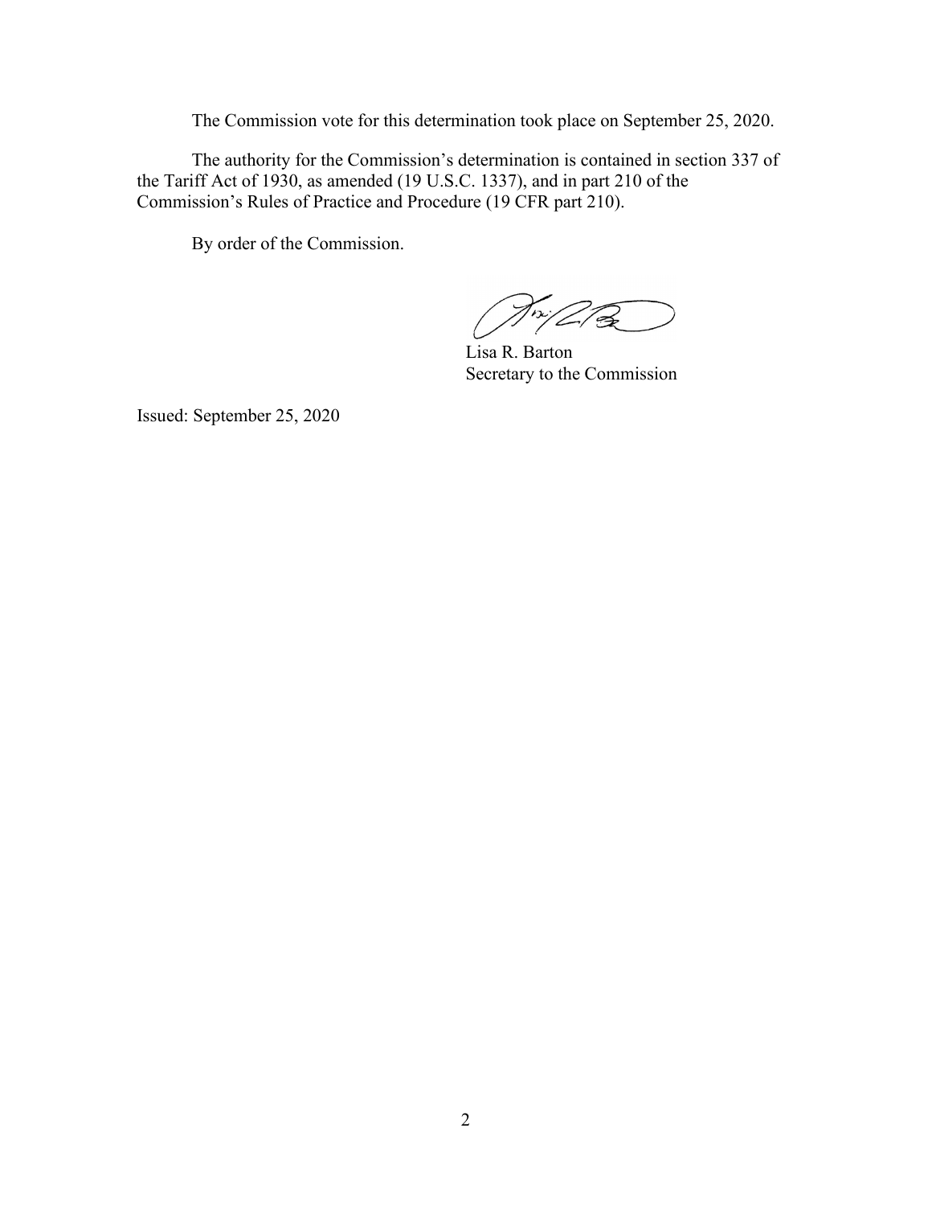The Commission vote for this determination took place on September 25, 2020.

The authority for the Commission's determination is contained in section 337 of the Tariff Act of 1930, as amended (19 U.S.C. 1337), and in part 210 of the Commission's Rules of Practice and Procedure (19 CFR part 210).

By order of the Commission.

Lisa R. Barton
Secretary to the Commission

Issued: September 25, 2020